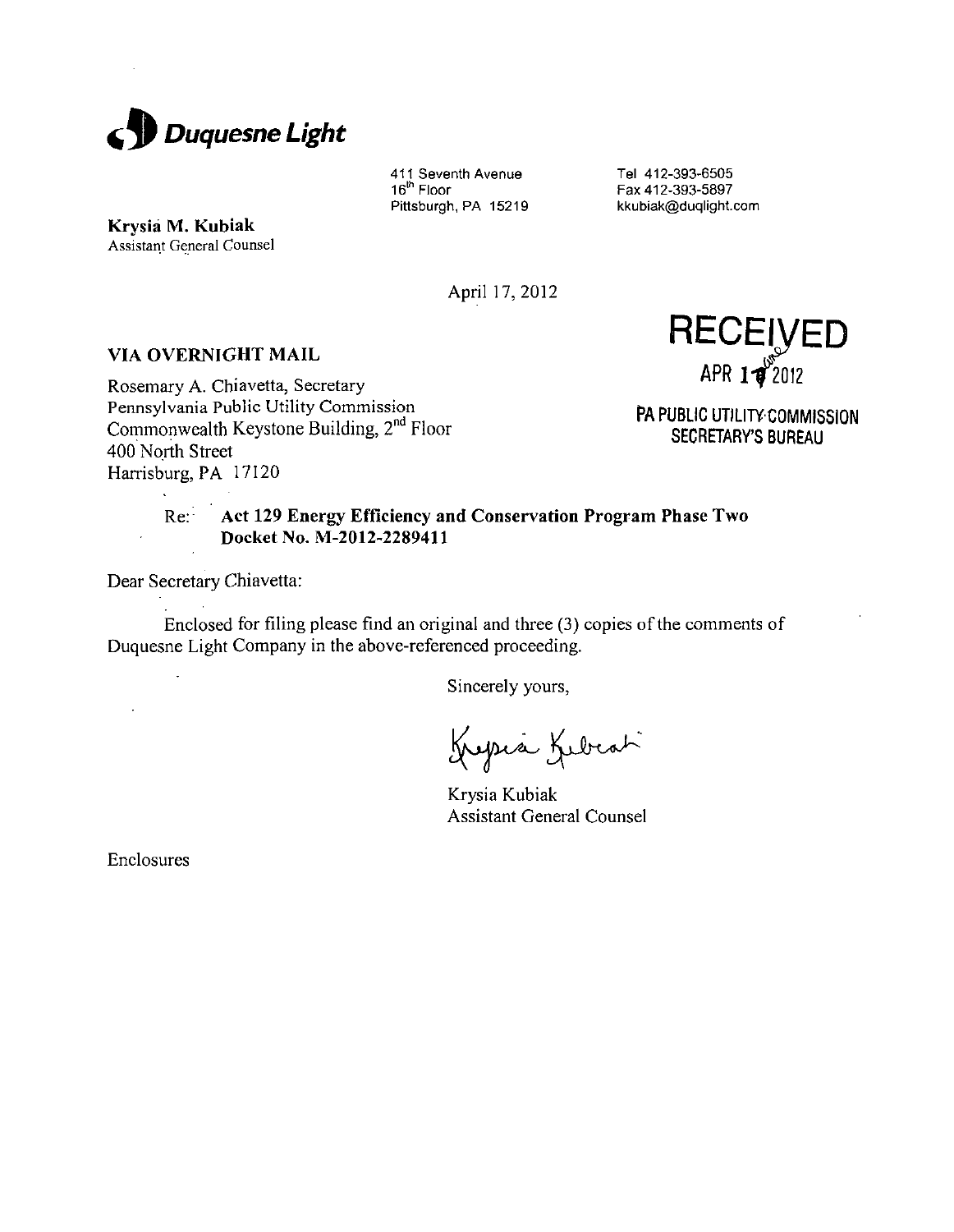**Duquesne Light**

411 Seventh Avenue
16th Floor
Pittsburgh, PA 15219

Tel 412-393-6505
Fax 412-393-5897
kkubiak@duqlight.com

**Krysia M. Kubiak**
Assistant General Counsel

April 17, 2012

RECEIVED
APR 17 2012
PA PUBLIC UTILITY COMMISSION
SECRETARY'S BUREAU

**VIA OVERNIGHT MAIL**

Rosemary A. Chiavetta, Secretary
Pennsylvania Public Utility Commission
Commonwealth Keystone Building, 2nd Floor
400 North Street
Harrisburg, PA 17120

Re: **Act 129 Energy Efficiency and Conservation Program Phase Two**
**Docket No. M-2012-2289411**

Dear Secretary Chiavetta:

Enclosed for filing please find an original and three (3) copies of the comments of Duquesne Light Company in the above-referenced proceeding.

Sincerely yours,

Krysia Kubiak
Assistant General Counsel

Enclosures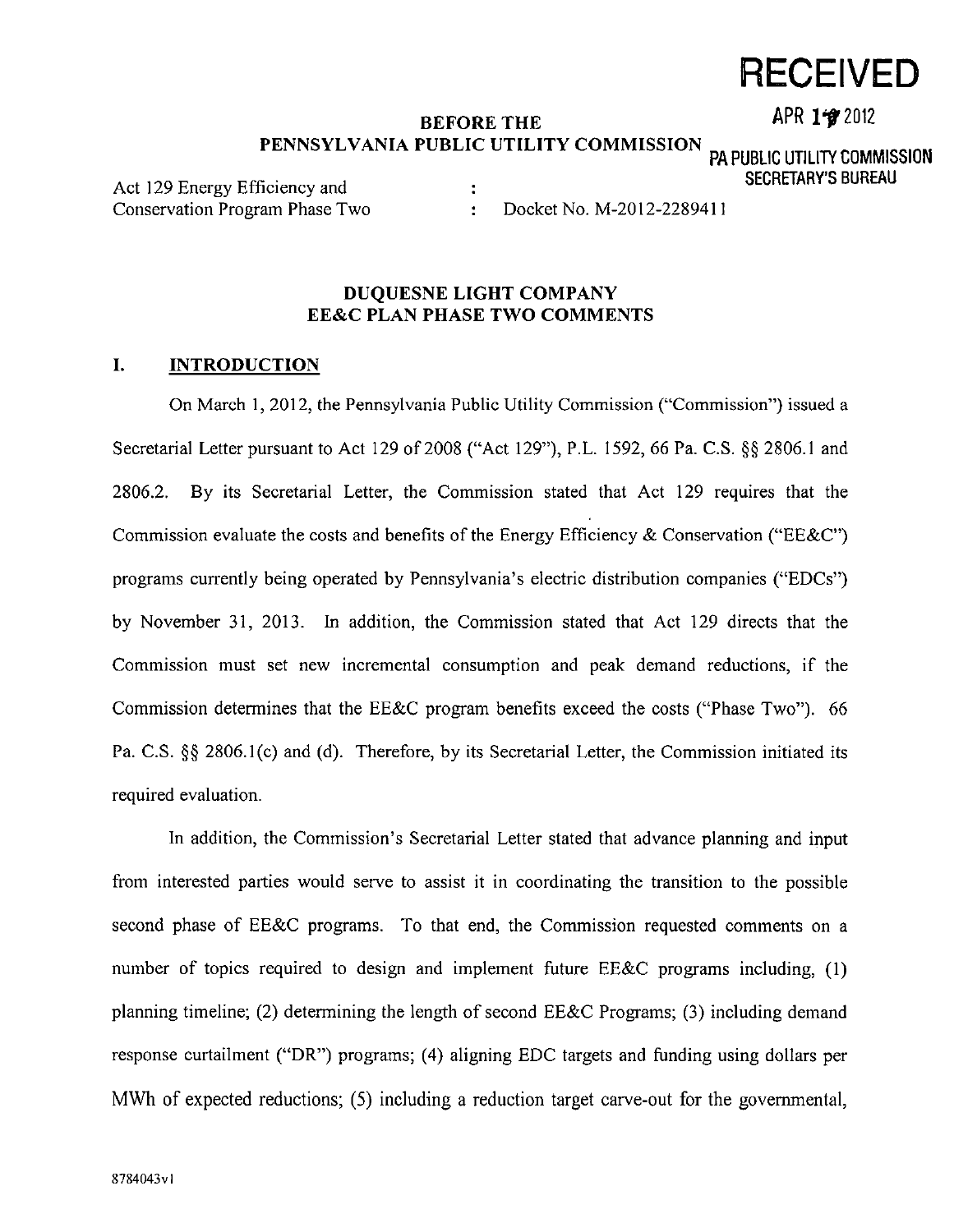# RECEIVED

APR 1? 2012

PA PUBLIC UTILITY COMMISSION
SECRETARY'S BUREAU

**BEFORE THE**
**PENNSYLVANIA PUBLIC UTILITY COMMISSION**

Act 129 Energy Efficiency and Conservation Program Phase Two : Docket No. M-2012-2289411

## DUQUESNE LIGHT COMPANY
## EE&C PLAN PHASE TWO COMMENTS

## I. INTRODUCTION

On March 1, 2012, the Pennsylvania Public Utility Commission ("Commission") issued a Secretarial Letter pursuant to Act 129 of 2008 ("Act 129"), P.L. 1592, 66 Pa. C.S. §§ 2806.1 and 2806.2. By its Secretarial Letter, the Commission stated that Act 129 requires that the Commission evaluate the costs and benefits of the Energy Efficiency & Conservation ("EE&C") programs currently being operated by Pennsylvania's electric distribution companies ("EDCs") by November 31, 2013. In addition, the Commission stated that Act 129 directs that the Commission must set new incremental consumption and peak demand reductions, if the Commission determines that the EE&C program benefits exceed the costs ("Phase Two"). 66 Pa. C.S. §§ 2806.1(c) and (d). Therefore, by its Secretarial Letter, the Commission initiated its required evaluation.

In addition, the Commission's Secretarial Letter stated that advance planning and input from interested parties would serve to assist it in coordinating the transition to the possible second phase of EE&C programs. To that end, the Commission requested comments on a number of topics required to design and implement future EE&C programs including, (1) planning timeline; (2) determining the length of second EE&C Programs; (3) including demand response curtailment ("DR") programs; (4) aligning EDC targets and funding using dollars per MWh of expected reductions; (5) including a reduction target carve-out for the governmental,

8784043v1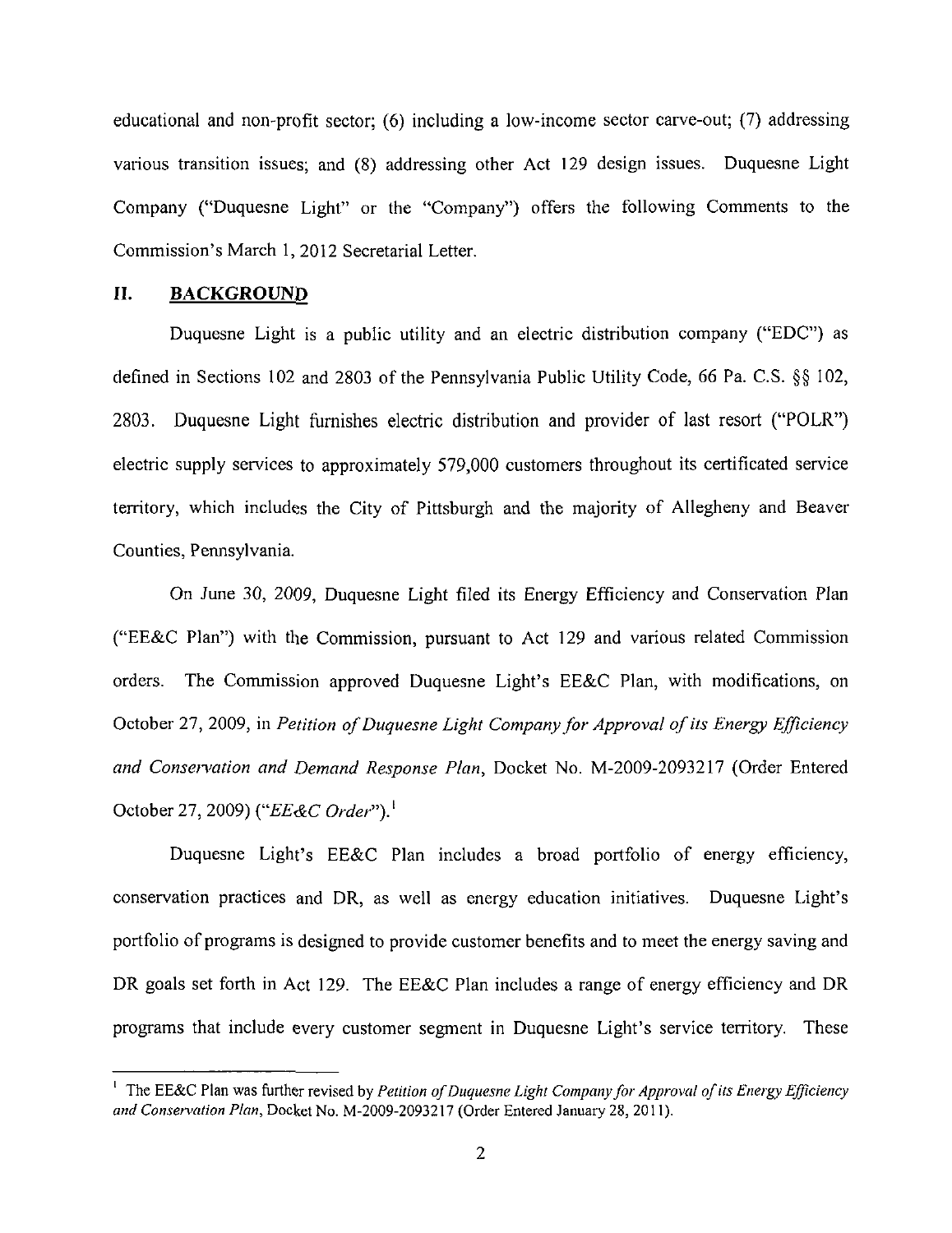educational and non-profit sector; (6) including a low-income sector carve-out; (7) addressing various transition issues; and (8) addressing other Act 129 design issues. Duquesne Light Company ("Duquesne Light" or the "Company") offers the following Comments to the Commission's March 1, 2012 Secretarial Letter.

## II. BACKGROUND

Duquesne Light is a public utility and an electric distribution company ("EDC") as defined in Sections 102 and 2803 of the Pennsylvania Public Utility Code, 66 Pa. C.S. §§ 102, 2803. Duquesne Light furnishes electric distribution and provider of last resort ("POLR") electric supply services to approximately 579,000 customers throughout its certificated service territory, which includes the City of Pittsburgh and the majority of Allegheny and Beaver Counties, Pennsylvania.

On June 30, 2009, Duquesne Light filed its Energy Efficiency and Conservation Plan ("EE&C Plan") with the Commission, pursuant to Act 129 and various related Commission orders. The Commission approved Duquesne Light's EE&C Plan, with modifications, on October 27, 2009, in *Petition of Duquesne Light Company for Approval of its Energy Efficiency and Conservation and Demand Response Plan*, Docket No. M-2009-2093217 (Order Entered October 27, 2009) ("*EE&C Order*").[1]

Duquesne Light's EE&C Plan includes a broad portfolio of energy efficiency, conservation practices and DR, as well as energy education initiatives. Duquesne Light's portfolio of programs is designed to provide customer benefits and to meet the energy saving and DR goals set forth in Act 129. The EE&C Plan includes a range of energy efficiency and DR programs that include every customer segment in Duquesne Light's service territory. These

---

[1] The EE&C Plan was further revised by *Petition of Duquesne Light Company for Approval of its Energy Efficiency and Conservation Plan*, Docket No. M-2009-2093217 (Order Entered January 28, 2011).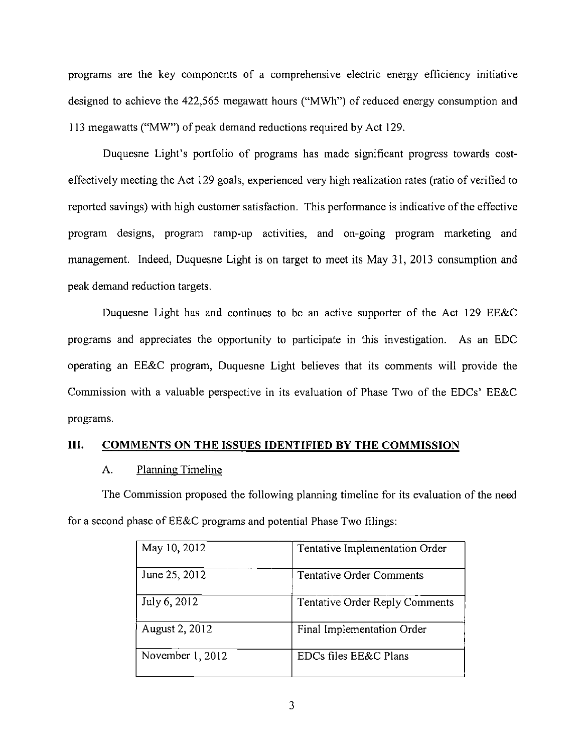programs are the key components of a comprehensive electric energy efficiency initiative designed to achieve the 422,565 megawatt hours ("MWh") of reduced energy consumption and 113 megawatts ("MW") of peak demand reductions required by Act 129.

Duquesne Light's portfolio of programs has made significant progress towards cost-effectively meeting the Act 129 goals, experienced very high realization rates (ratio of verified to reported savings) with high customer satisfaction. This performance is indicative of the effective program designs, program ramp-up activities, and on-going program marketing and management. Indeed, Duquesne Light is on target to meet its May 31, 2013 consumption and peak demand reduction targets.

Duquesne Light has and continues to be an active supporter of the Act 129 EE&C programs and appreciates the opportunity to participate in this investigation. As an EDC operating an EE&C program, Duquesne Light believes that its comments will provide the Commission with a valuable perspective in its evaluation of Phase Two of the EDCs' EE&C programs.

## III. COMMENTS ON THE ISSUES IDENTIFIED BY THE COMMISSION

### A. Planning Timeline

The Commission proposed the following planning timeline for its evaluation of the need for a second phase of EE&C programs and potential Phase Two filings:

| | |
|---|---|
| May 10, 2012 | Tentative Implementation Order |
| June 25, 2012 | Tentative Order Comments |
| July 6, 2012 | Tentative Order Reply Comments |
| August 2, 2012 | Final Implementation Order |
| November 1, 2012 | EDCs files EE&C Plans |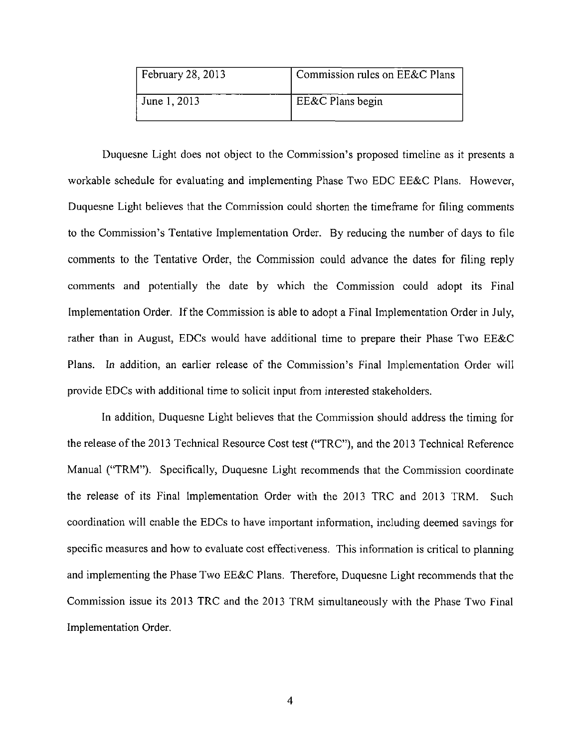| February 28, 2013 | Commission rules on EE&C Plans |
|---|---|
| June 1, 2013 | EE&C Plans begin |

Duquesne Light does not object to the Commission's proposed timeline as it presents a workable schedule for evaluating and implementing Phase Two EDC EE&C Plans. However, Duquesne Light believes that the Commission could shorten the timeframe for filing comments to the Commission's Tentative Implementation Order. By reducing the number of days to file comments to the Tentative Order, the Commission could advance the dates for filing reply comments and potentially the date by which the Commission could adopt its Final Implementation Order. If the Commission is able to adopt a Final Implementation Order in July, rather than in August, EDCs would have additional time to prepare their Phase Two EE&C Plans. In addition, an earlier release of the Commission's Final Implementation Order will provide EDCs with additional time to solicit input from interested stakeholders.

In addition, Duquesne Light believes that the Commission should address the timing for the release of the 2013 Technical Resource Cost test ("TRC"), and the 2013 Technical Reference Manual ("TRM"). Specifically, Duquesne Light recommends that the Commission coordinate the release of its Final Implementation Order with the 2013 TRC and 2013 TRM. Such coordination will enable the EDCs to have important information, including deemed savings for specific measures and how to evaluate cost effectiveness. This information is critical to planning and implementing the Phase Two EE&C Plans. Therefore, Duquesne Light recommends that the Commission issue its 2013 TRC and the 2013 TRM simultaneously with the Phase Two Final Implementation Order.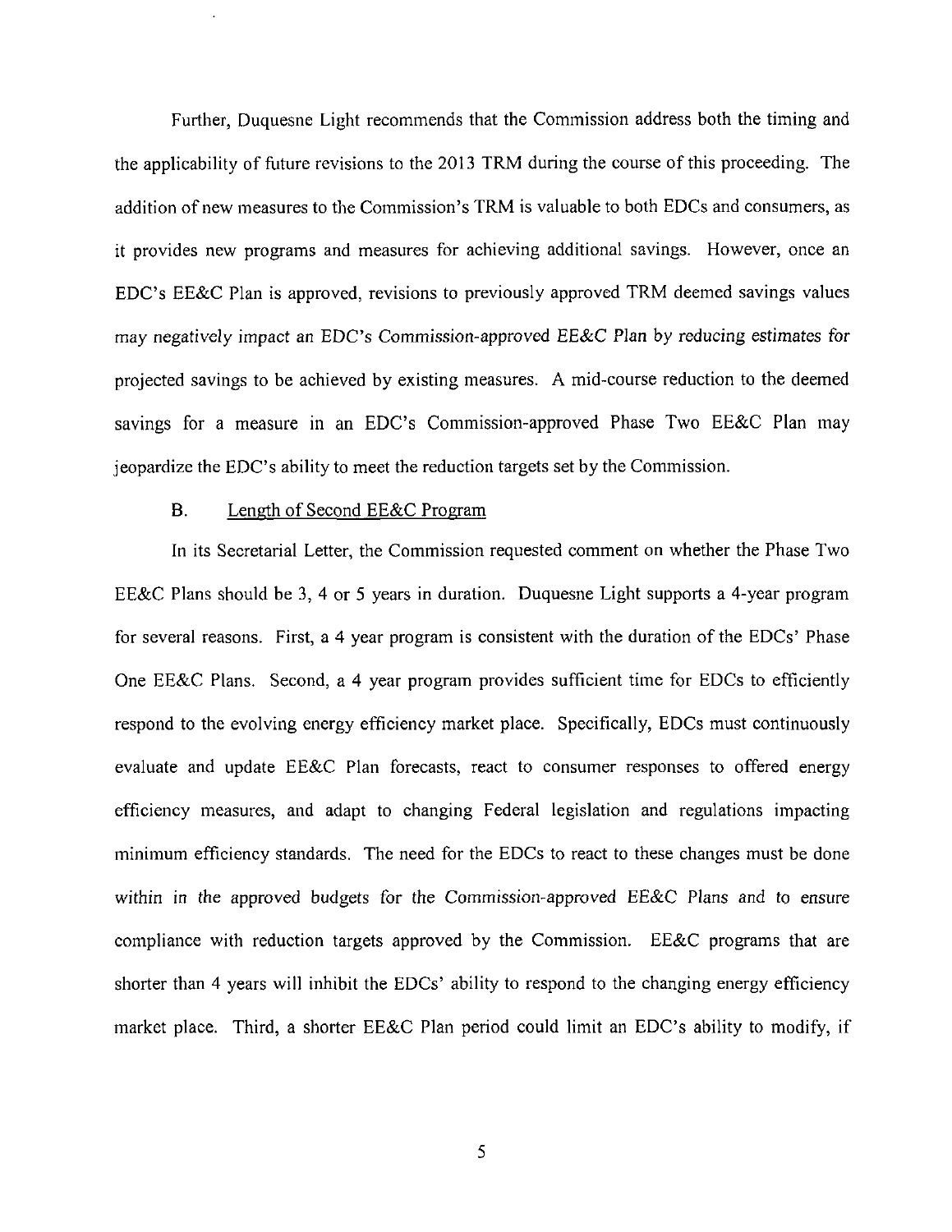Further, Duquesne Light recommends that the Commission address both the timing and the applicability of future revisions to the 2013 TRM during the course of this proceeding. The addition of new measures to the Commission's TRM is valuable to both EDCs and consumers, as it provides new programs and measures for achieving additional savings. However, once an EDC's EE&C Plan is approved, revisions to previously approved TRM deemed savings values may negatively impact an EDC's Commission-approved EE&C Plan by reducing estimates for projected savings to be achieved by existing measures. A mid-course reduction to the deemed savings for a measure in an EDC's Commission-approved Phase Two EE&C Plan may jeopardize the EDC's ability to meet the reduction targets set by the Commission.

### B. Length of Second EE&C Program

In its Secretarial Letter, the Commission requested comment on whether the Phase Two EE&C Plans should be 3, 4 or 5 years in duration. Duquesne Light supports a 4-year program for several reasons. First, a 4 year program is consistent with the duration of the EDCs' Phase One EE&C Plans. Second, a 4 year program provides sufficient time for EDCs to efficiently respond to the evolving energy efficiency market place. Specifically, EDCs must continuously evaluate and update EE&C Plan forecasts, react to consumer responses to offered energy efficiency measures, and adapt to changing Federal legislation and regulations impacting minimum efficiency standards. The need for the EDCs to react to these changes must be done within in the approved budgets for the Commission-approved EE&C Plans and to ensure compliance with reduction targets approved by the Commission. EE&C programs that are shorter than 4 years will inhibit the EDCs' ability to respond to the changing energy efficiency market place. Third, a shorter EE&C Plan period could limit an EDC's ability to modify, if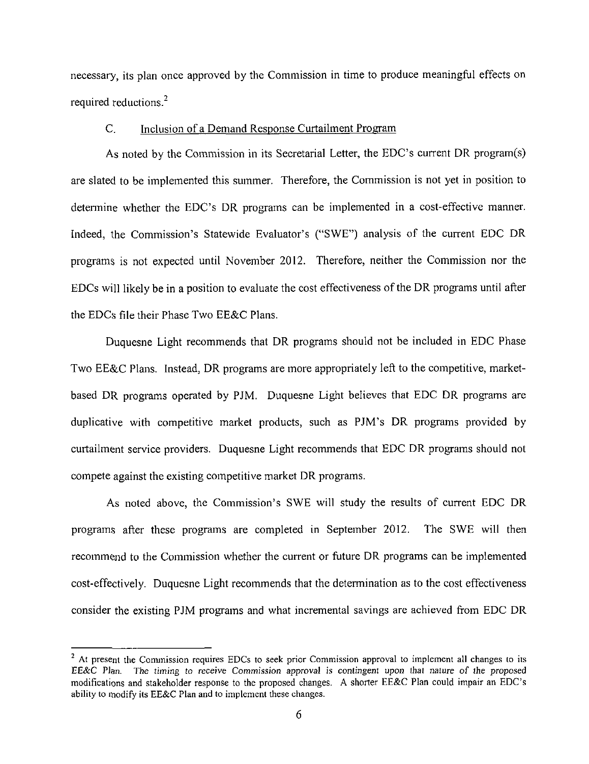necessary, its plan once approved by the Commission in time to produce meaningful effects on required reductions.[2]

### C. Inclusion of a Demand Response Curtailment Program

As noted by the Commission in its Secretarial Letter, the EDC's current DR program(s) are slated to be implemented this summer. Therefore, the Commission is not yet in position to determine whether the EDC's DR programs can be implemented in a cost-effective manner. Indeed, the Commission's Statewide Evaluator's ("SWE") analysis of the current EDC DR programs is not expected until November 2012. Therefore, neither the Commission nor the EDCs will likely be in a position to evaluate the cost effectiveness of the DR programs until after the EDCs file their Phase Two EE&C Plans.

Duquesne Light recommends that DR programs should not be included in EDC Phase Two EE&C Plans. Instead, DR programs are more appropriately left to the competitive, market-based DR programs operated by PJM. Duquesne Light believes that EDC DR programs are duplicative with competitive market products, such as PJM's DR programs provided by curtailment service providers. Duquesne Light recommends that EDC DR programs should not compete against the existing competitive market DR programs.

As noted above, the Commission's SWE will study the results of current EDC DR programs after these programs are completed in September 2012. The SWE will then recommend to the Commission whether the current or future DR programs can be implemented cost-effectively. Duquesne Light recommends that the determination as to the cost effectiveness consider the existing PJM programs and what incremental savings are achieved from EDC DR

---

[2] At present the Commission requires EDCs to seek prior Commission approval to implement all changes to its EE&C Plan. The timing to receive Commission approval is contingent upon that nature of the proposed modifications and stakeholder response to the proposed changes. A shorter EE&C Plan could impair an EDC's ability to modify its EE&C Plan and to implement these changes.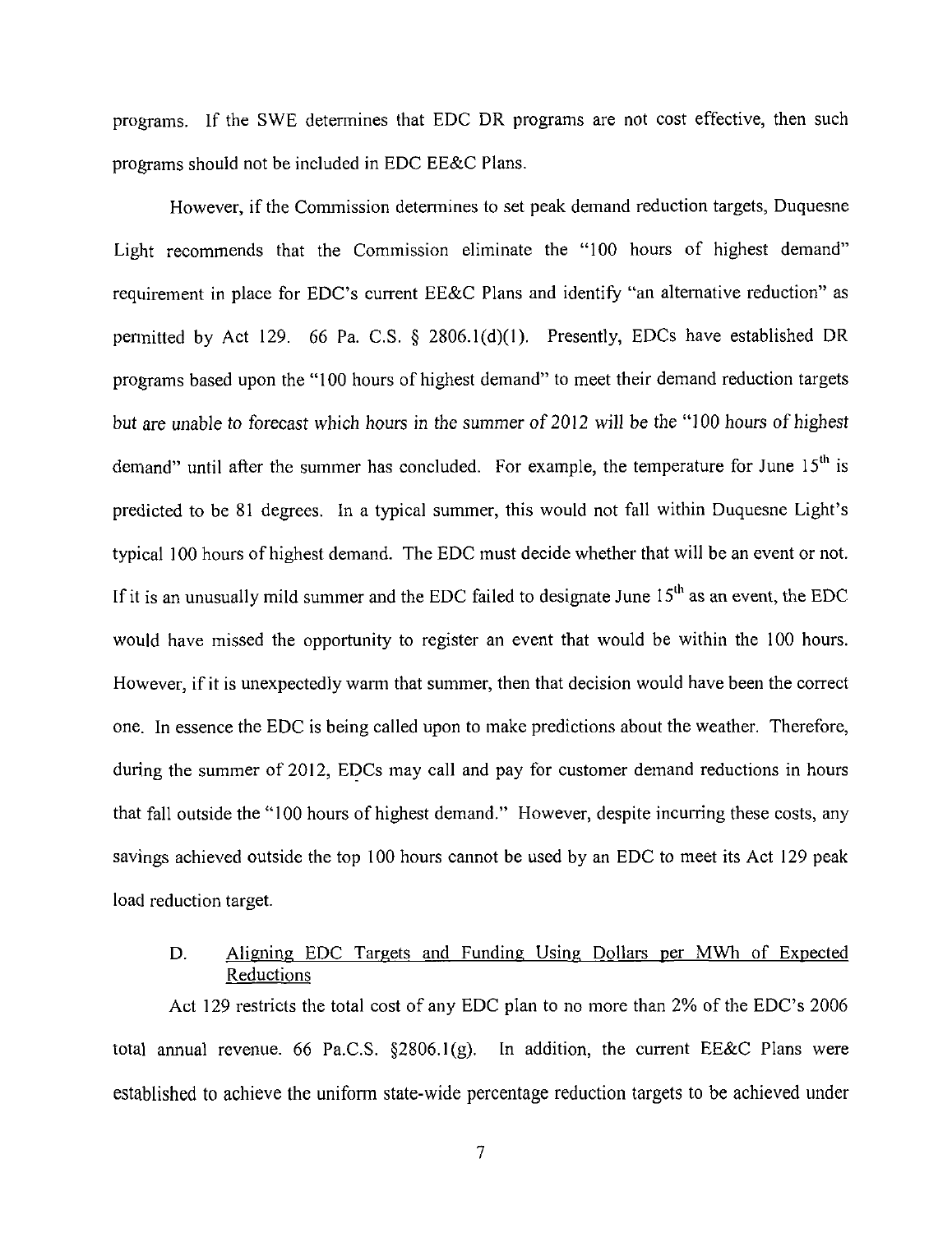programs. If the SWE determines that EDC DR programs are not cost effective, then such programs should not be included in EDC EE&C Plans.

However, if the Commission determines to set peak demand reduction targets, Duquesne Light recommends that the Commission eliminate the "100 hours of highest demand" requirement in place for EDC's current EE&C Plans and identify "an alternative reduction" as permitted by Act 129. 66 Pa. C.S. § 2806.1(d)(1). Presently, EDCs have established DR programs based upon the "100 hours of highest demand" to meet their demand reduction targets but are unable to forecast which hours in the summer of 2012 will be the "100 hours of highest demand" until after the summer has concluded. For example, the temperature for June 15[th] is predicted to be 81 degrees. In a typical summer, this would not fall within Duquesne Light's typical 100 hours of highest demand. The EDC must decide whether that will be an event or not. If it is an unusually mild summer and the EDC failed to designate June 15[th] as an event, the EDC would have missed the opportunity to register an event that would be within the 100 hours. However, if it is unexpectedly warm that summer, then that decision would have been the correct one. In essence the EDC is being called upon to make predictions about the weather. Therefore, during the summer of 2012, EDCs may call and pay for customer demand reductions in hours that fall outside the "100 hours of highest demand." However, despite incurring these costs, any savings achieved outside the top 100 hours cannot be used by an EDC to meet its Act 129 peak load reduction target.

D. Aligning EDC Targets and Funding Using Dollars per MWh of Expected Reductions

Act 129 restricts the total cost of any EDC plan to no more than 2% of the EDC's 2006 total annual revenue. 66 Pa.C.S. §2806.1(g). In addition, the current EE&C Plans were established to achieve the uniform state-wide percentage reduction targets to be achieved under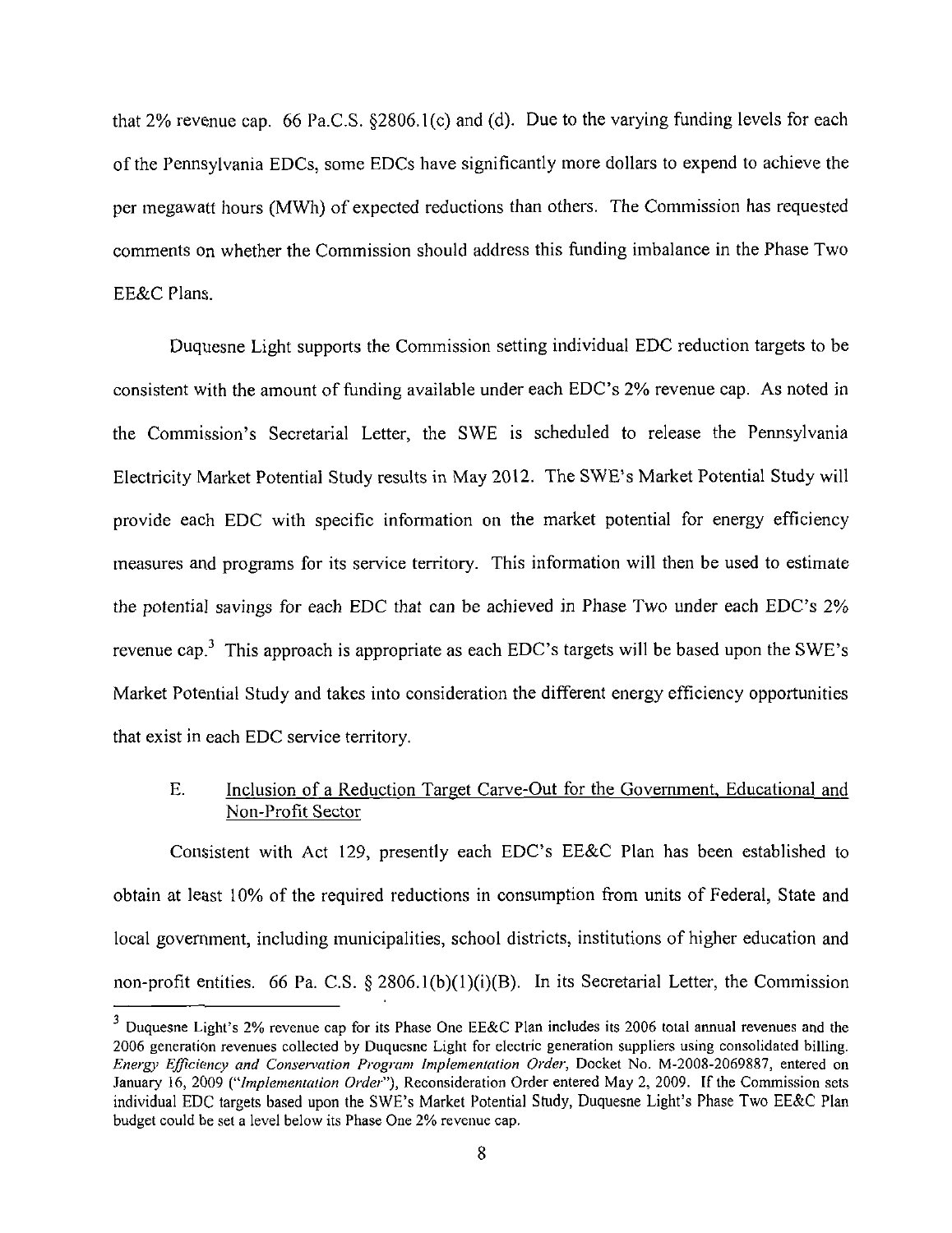that 2% revenue cap. 66 Pa.C.S. §2806.1(c) and (d). Due to the varying funding levels for each of the Pennsylvania EDCs, some EDCs have significantly more dollars to expend to achieve the per megawatt hours (MWh) of expected reductions than others. The Commission has requested comments on whether the Commission should address this funding imbalance in the Phase Two EE&C Plans.

Duquesne Light supports the Commission setting individual EDC reduction targets to be consistent with the amount of funding available under each EDC's 2% revenue cap. As noted in the Commission's Secretarial Letter, the SWE is scheduled to release the Pennsylvania Electricity Market Potential Study results in May 2012. The SWE's Market Potential Study will provide each EDC with specific information on the market potential for energy efficiency measures and programs for its service territory. This information will then be used to estimate the potential savings for each EDC that can be achieved in Phase Two under each EDC's 2% revenue cap.[3] This approach is appropriate as each EDC's targets will be based upon the SWE's Market Potential Study and takes into consideration the different energy efficiency opportunities that exist in each EDC service territory.

### E. Inclusion of a Reduction Target Carve-Out for the Government, Educational and Non-Profit Sector

Consistent with Act 129, presently each EDC's EE&C Plan has been established to obtain at least 10% of the required reductions in consumption from units of Federal, State and local government, including municipalities, school districts, institutions of higher education and non-profit entities. 66 Pa. C.S. § 2806.1(b)(1)(i)(B). In its Secretarial Letter, the Commission

[3] Duquesne Light's 2% revenue cap for its Phase One EE&C Plan includes its 2006 total annual revenues and the 2006 generation revenues collected by Duquesne Light for electric generation suppliers using consolidated billing. *Energy Efficiency and Conservation Program Implementation Order*, Docket No. M-2008-2069887, entered on January 16, 2009 ("*Implementation Order*"), Reconsideration Order entered May 2, 2009. If the Commission sets individual EDC targets based upon the SWE's Market Potential Study, Duquesne Light's Phase Two EE&C Plan budget could be set a level below its Phase One 2% revenue cap.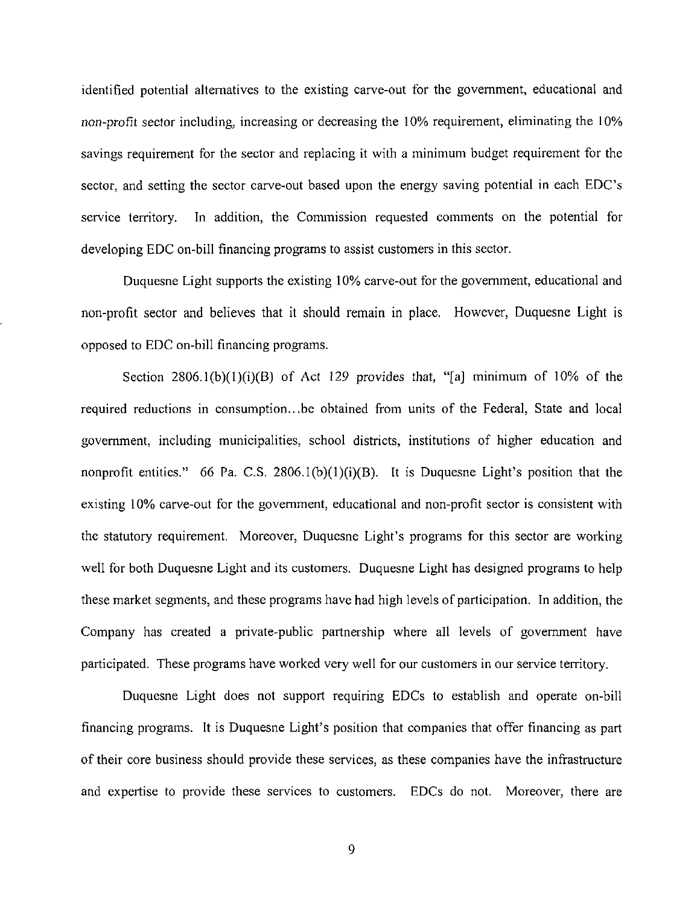identified potential alternatives to the existing carve-out for the government, educational and non-profit sector including, increasing or decreasing the 10% requirement, eliminating the 10% savings requirement for the sector and replacing it with a minimum budget requirement for the sector, and setting the sector carve-out based upon the energy saving potential in each EDC's service territory. In addition, the Commission requested comments on the potential for developing EDC on-bill financing programs to assist customers in this sector.

Duquesne Light supports the existing 10% carve-out for the government, educational and non-profit sector and believes that it should remain in place. However, Duquesne Light is opposed to EDC on-bill financing programs.

Section 2806.1(b)(1)(i)(B) of Act 129 provides that, "[a] minimum of 10% of the required reductions in consumption...be obtained from units of the Federal, State and local government, including municipalities, school districts, institutions of higher education and nonprofit entities." 66 Pa. C.S. 2806.1(b)(1)(i)(B). It is Duquesne Light's position that the existing 10% carve-out for the government, educational and non-profit sector is consistent with the statutory requirement. Moreover, Duquesne Light's programs for this sector are working well for both Duquesne Light and its customers. Duquesne Light has designed programs to help these market segments, and these programs have had high levels of participation. In addition, the Company has created a private-public partnership where all levels of government have participated. These programs have worked very well for our customers in our service territory.

Duquesne Light does not support requiring EDCs to establish and operate on-bill financing programs. It is Duquesne Light's position that companies that offer financing as part of their core business should provide these services, as these companies have the infrastructure and expertise to provide these services to customers. EDCs do not. Moreover, there are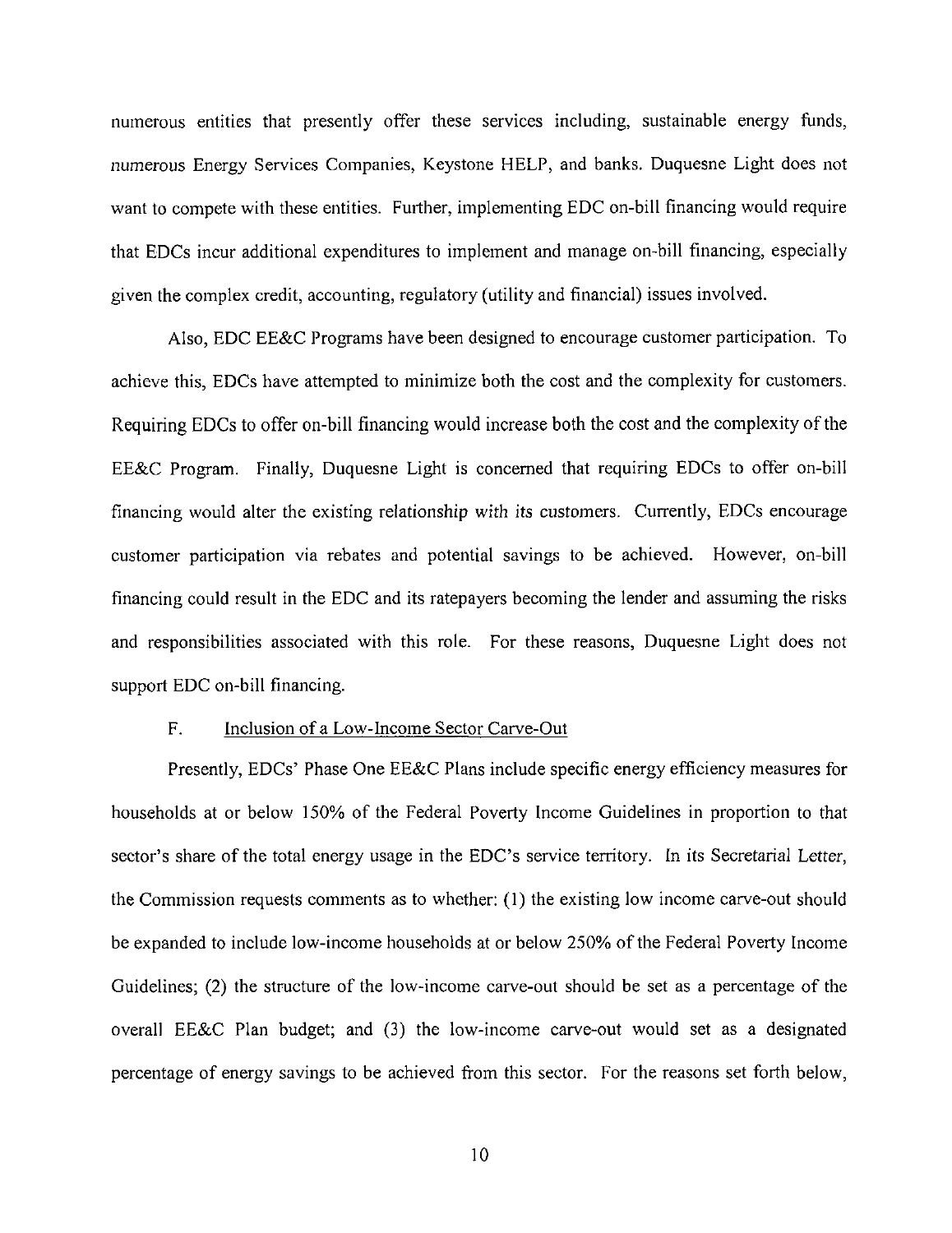numerous entities that presently offer these services including, sustainable energy funds, numerous Energy Services Companies, Keystone HELP, and banks. Duquesne Light does not want to compete with these entities. Further, implementing EDC on-bill financing would require that EDCs incur additional expenditures to implement and manage on-bill financing, especially given the complex credit, accounting, regulatory (utility and financial) issues involved.

Also, EDC EE&C Programs have been designed to encourage customer participation. To achieve this, EDCs have attempted to minimize both the cost and the complexity for customers. Requiring EDCs to offer on-bill financing would increase both the cost and the complexity of the EE&C Program. Finally, Duquesne Light is concerned that requiring EDCs to offer on-bill financing would alter the existing relationship with its customers. Currently, EDCs encourage customer participation via rebates and potential savings to be achieved. However, on-bill financing could result in the EDC and its ratepayers becoming the lender and assuming the risks and responsibilities associated with this role. For these reasons, Duquesne Light does not support EDC on-bill financing.

F. Inclusion of a Low-Income Sector Carve-Out

Presently, EDCs' Phase One EE&C Plans include specific energy efficiency measures for households at or below 150% of the Federal Poverty Income Guidelines in proportion to that sector's share of the total energy usage in the EDC's service territory. In its Secretarial Letter, the Commission requests comments as to whether: (1) the existing low income carve-out should be expanded to include low-income households at or below 250% of the Federal Poverty Income Guidelines; (2) the structure of the low-income carve-out should be set as a percentage of the overall EE&C Plan budget; and (3) the low-income carve-out would set as a designated percentage of energy savings to be achieved from this sector. For the reasons set forth below,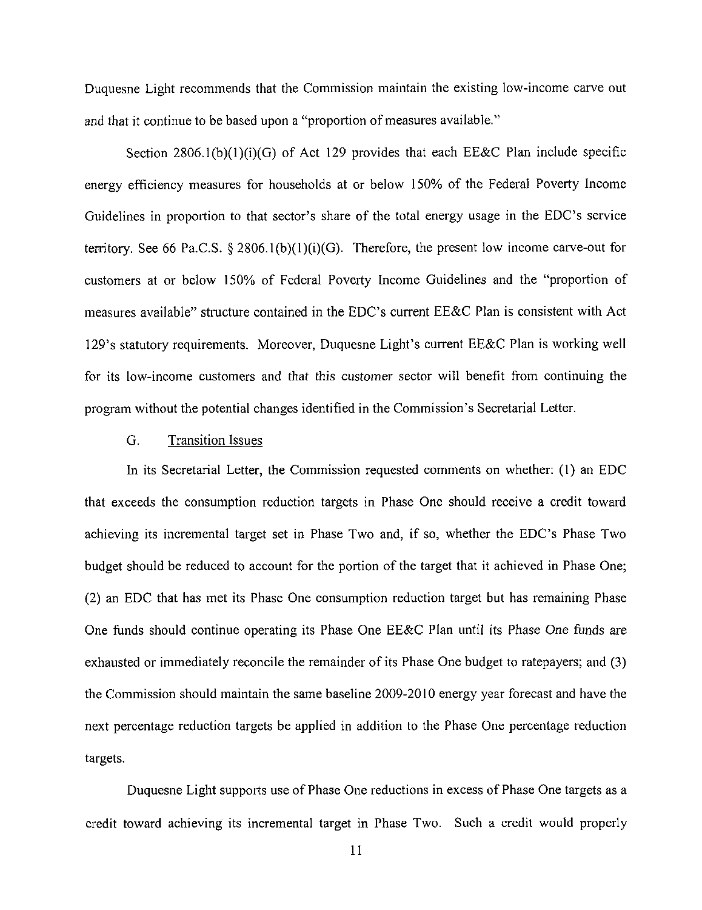Duquesne Light recommends that the Commission maintain the existing low-income carve out and that it continue to be based upon a "proportion of measures available."

Section 2806.1(b)(1)(i)(G) of Act 129 provides that each EE&C Plan include specific energy efficiency measures for households at or below 150% of the Federal Poverty Income Guidelines in proportion to that sector's share of the total energy usage in the EDC's service territory. See 66 Pa.C.S. § 2806.1(b)(1)(i)(G). Therefore, the present low income carve-out for customers at or below 150% of Federal Poverty Income Guidelines and the "proportion of measures available" structure contained in the EDC's current EE&C Plan is consistent with Act 129's statutory requirements. Moreover, Duquesne Light's current EE&C Plan is working well for its low-income customers and that this customer sector will benefit from continuing the program without the potential changes identified in the Commission's Secretarial Letter.

### G. Transition Issues

In its Secretarial Letter, the Commission requested comments on whether: (1) an EDC that exceeds the consumption reduction targets in Phase One should receive a credit toward achieving its incremental target set in Phase Two and, if so, whether the EDC's Phase Two budget should be reduced to account for the portion of the target that it achieved in Phase One; (2) an EDC that has met its Phase One consumption reduction target but has remaining Phase One funds should continue operating its Phase One EE&C Plan until its Phase One funds are exhausted or immediately reconcile the remainder of its Phase One budget to ratepayers; and (3) the Commission should maintain the same baseline 2009-2010 energy year forecast and have the next percentage reduction targets be applied in addition to the Phase One percentage reduction targets.

Duquesne Light supports use of Phase One reductions in excess of Phase One targets as a credit toward achieving its incremental target in Phase Two. Such a credit would properly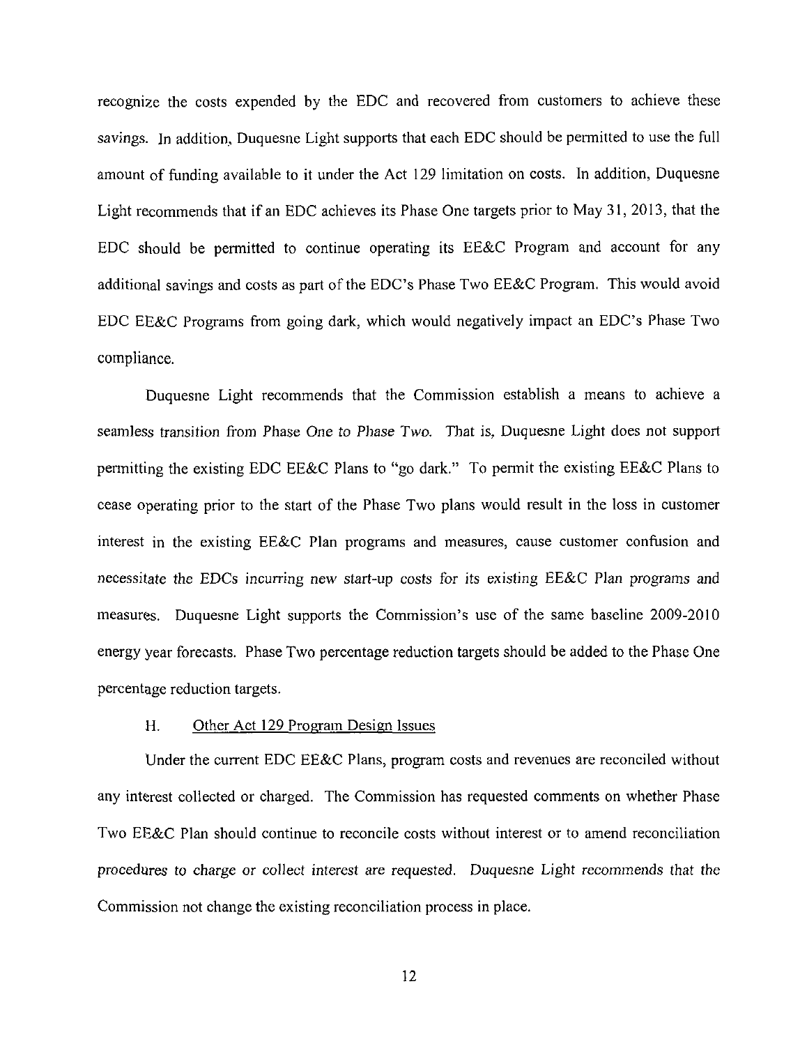recognize the costs expended by the EDC and recovered from customers to achieve these savings. In addition, Duquesne Light supports that each EDC should be permitted to use the full amount of funding available to it under the Act 129 limitation on costs. In addition, Duquesne Light recommends that if an EDC achieves its Phase One targets prior to May 31, 2013, that the EDC should be permitted to continue operating its EE&C Program and account for any additional savings and costs as part of the EDC's Phase Two EE&C Program. This would avoid EDC EE&C Programs from going dark, which would negatively impact an EDC's Phase Two compliance.

Duquesne Light recommends that the Commission establish a means to achieve a seamless transition from Phase One to Phase Two. That is, Duquesne Light does not support permitting the existing EDC EE&C Plans to "go dark." To permit the existing EE&C Plans to cease operating prior to the start of the Phase Two plans would result in the loss in customer interest in the existing EE&C Plan programs and measures, cause customer confusion and necessitate the EDCs incurring new start-up costs for its existing EE&C Plan programs and measures. Duquesne Light supports the Commission's use of the same baseline 2009-2010 energy year forecasts. Phase Two percentage reduction targets should be added to the Phase One percentage reduction targets.

### H. Other Act 129 Program Design Issues

Under the current EDC EE&C Plans, program costs and revenues are reconciled without any interest collected or charged. The Commission has requested comments on whether Phase Two EE&C Plan should continue to reconcile costs without interest or to amend reconciliation procedures to charge or collect interest are requested. Duquesne Light recommends that the Commission not change the existing reconciliation process in place.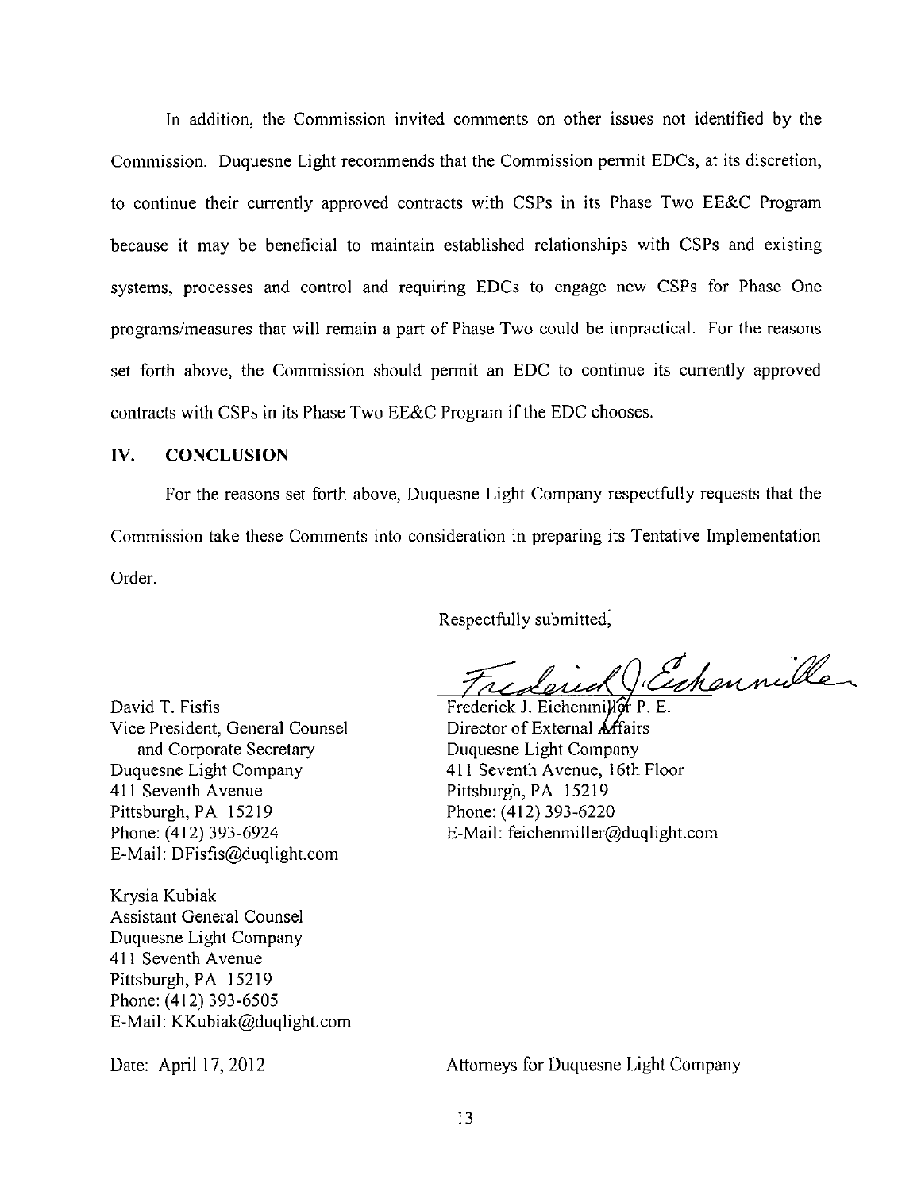In addition, the Commission invited comments on other issues not identified by the Commission. Duquesne Light recommends that the Commission permit EDCs, at its discretion, to continue their currently approved contracts with CSPs in its Phase Two EE&C Program because it may be beneficial to maintain established relationships with CSPs and existing systems, processes and control and requiring EDCs to engage new CSPs for Phase One programs/measures that will remain a part of Phase Two could be impractical. For the reasons set forth above, the Commission should permit an EDC to continue its currently approved contracts with CSPs in its Phase Two EE&C Program if the EDC chooses.

## IV. CONCLUSION

For the reasons set forth above, Duquesne Light Company respectfully requests that the Commission take these Comments into consideration in preparing its Tentative Implementation Order.

Respectfully submitted,

Frederick J. Eichenmiller P. E.
Director of External Affairs
Duquesne Light Company
411 Seventh Avenue, 16th Floor
Pittsburgh, PA 15219
Phone: (412) 393-6220
E-Mail: feichenmiller@duqlight.com

David T. Fisfis
Vice President, General Counsel
and Corporate Secretary
Duquesne Light Company
411 Seventh Avenue
Pittsburgh, PA 15219
Phone: (412) 393-6924
E-Mail: DFisfis@duqlight.com

Krysia Kubiak
Assistant General Counsel
Duquesne Light Company
411 Seventh Avenue
Pittsburgh, PA 15219
Phone: (412) 393-6505
E-Mail: KKubiak@duqlight.com

Date: April 17, 2012

Attorneys for Duquesne Light Company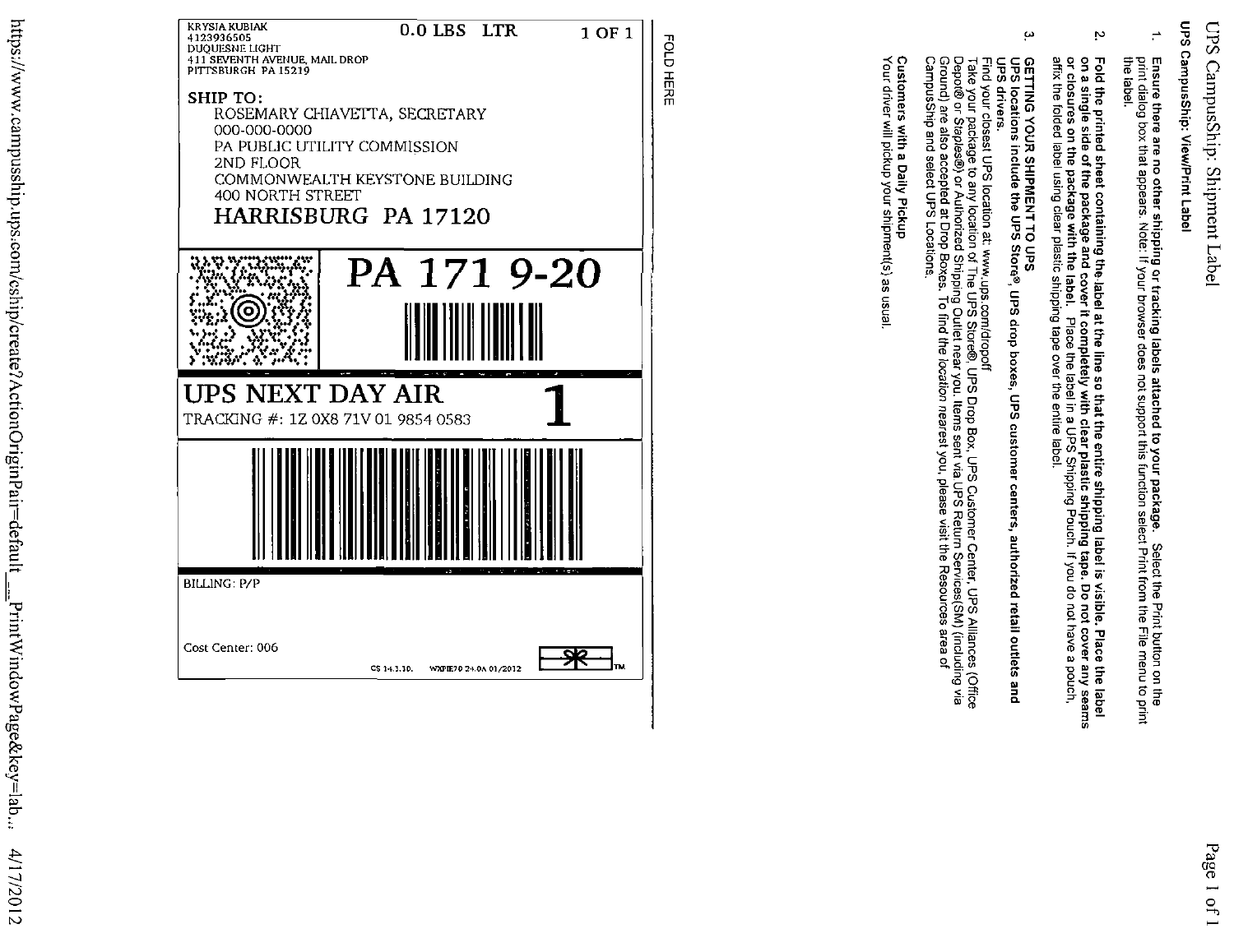# UPS CampusShip: Shipment Label

**UPS CampusShip: View/Print Label**

1. **Ensure there are no other shipping or tracking labels attached to your package.** Select the Print button on the print dialog box that appears. Note: If your browser does not support this function select Print from the File menu to print the label.

2. **Fold the printed sheet containing the label at the line so that the entire shipping label is visible. Place the label on a single side of the package and cover it completely with clear plastic shipping tape. Do not cover any seams or closures on the package with the label.** Place the label in a UPS Shipping Pouch. If you do not have a pouch, affix the folded label using clear plastic shipping tape over the entire label.

3. **GETTING YOUR SHIPMENT TO UPS**
   **UPS locations include the UPS Store®, UPS drop boxes, UPS customer centers, authorized retail outlets and UPS drivers.**
   Find your closest UPS location at: www.ups.com/dropoff
   Take your package to any location of The UPS Store®, UPS Drop Box, UPS Customer Center, UPS Alliances (Office Depot® or Staples®) or Authorized Shipping Outlet near you. Items sent via UPS Return Services(SM) (including via Ground) are also accepted at Drop Boxes. To find the location nearest you, please visit the Resources area of CampusShip and select UPS Locations.

**Customers with a Daily Pickup**
Your driver will pickup your shipment(s) as usual.

FOLD HERE

KRYSIA KUBIAK
4123936505
DUQUESNE LIGHT
411 SEVENTH AVENUE, MAIL DROP
PITTSBURGH PA 15219

0.0 LBS LTR 1 OF 1

**SHIP TO:**
ROSEMARY CHIAVETTA, SECRETARY
000-000-0000
PA PUBLIC UTILITY COMMISSION
2ND FLOOR
COMMONWEALTH KEYSTONE BUILDING
400 NORTH STREET
**HARRISBURG PA 17120**

**PA 171 9-20**

**UPS NEXT DAY AIR** **1**

TRACKING #: 1Z 0X8 71V 01 9854 0583

BILLING: P/P

Cost Center: 006

CS 14.3.10. WXPIE70 24.0A 01/2012

https://www.campusship.ups.com/cship/create?ActionOriginPair=default___PrintWindowPage&key=lab... 4/17/2012